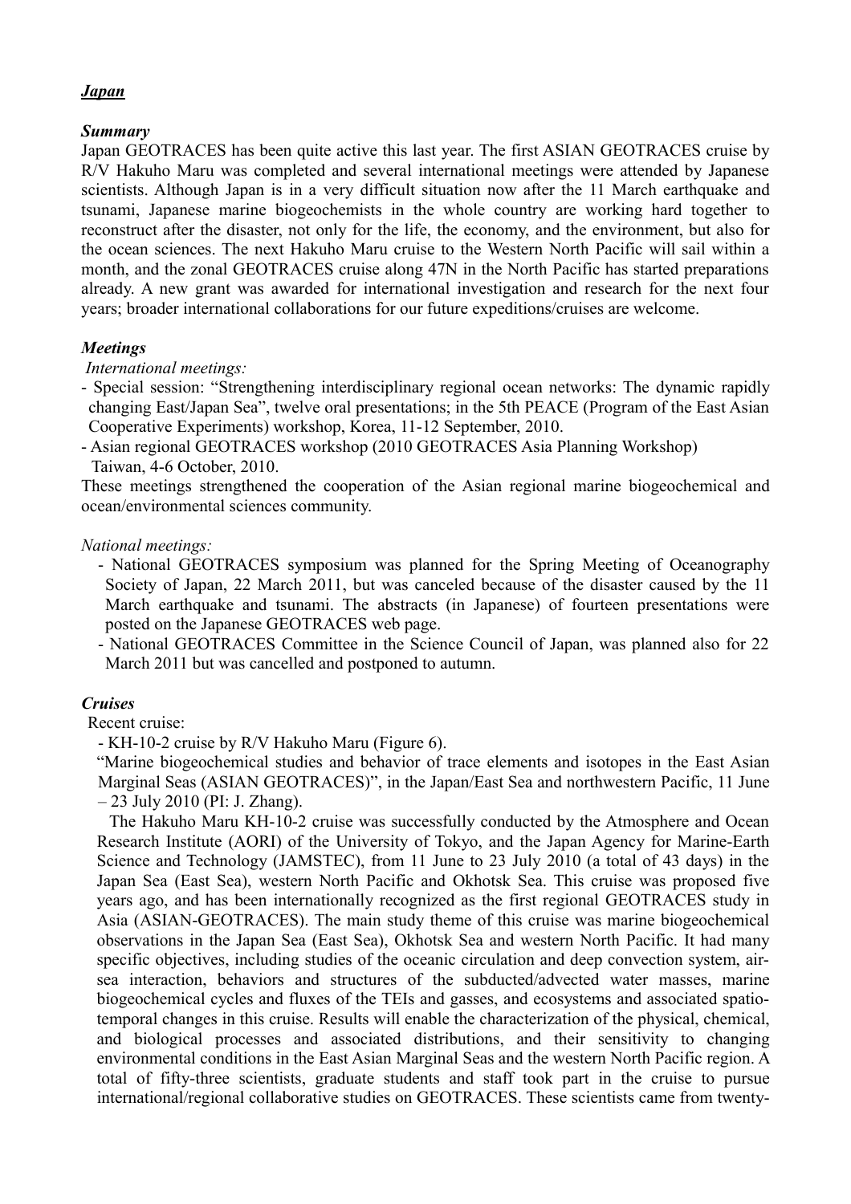## ***Japan***

***Summary***

Japan GEOTRACES has been quite active this last year. The first ASIAN GEOTRACES cruise by R/V Hakuho Maru was completed and several international meetings were attended by Japanese scientists. Although Japan is in a very difficult situation now after the 11 March earthquake and tsunami, Japanese marine biogeochemists in the whole country are working hard together to reconstruct after the disaster, not only for the life, the economy, and the environment, but also for the ocean sciences. The next Hakuho Maru cruise to the Western North Pacific will sail within a month, and the zonal GEOTRACES cruise along 47N in the North Pacific has started preparations already. A new grant was awarded for international investigation and research for the next four years; broader international collaborations for our future expeditions/cruises are welcome.

***Meetings***

*International meetings:*

- Special session: "Strengthening interdisciplinary regional ocean networks: The dynamic rapidly changing East/Japan Sea", twelve oral presentations; in the 5th PEACE (Program of the East Asian Cooperative Experiments) workshop, Korea, 11-12 September, 2010.
- Asian regional GEOTRACES workshop (2010 GEOTRACES Asia Planning Workshop) Taiwan, 4-6 October, 2010.

These meetings strengthened the cooperation of the Asian regional marine biogeochemical and ocean/environmental sciences community.

*National meetings:*

- National GEOTRACES symposium was planned for the Spring Meeting of Oceanography Society of Japan, 22 March 2011, but was canceled because of the disaster caused by the 11 March earthquake and tsunami. The abstracts (in Japanese) of fourteen presentations were posted on the Japanese GEOTRACES web page.
- National GEOTRACES Committee in the Science Council of Japan, was planned also for 22 March 2011 but was cancelled and postponed to autumn.

***Cruises***

Recent cruise:

- KH-10-2 cruise by R/V Hakuho Maru (Figure 6).

"Marine biogeochemical studies and behavior of trace elements and isotopes in the East Asian Marginal Seas (ASIAN GEOTRACES)", in the Japan/East Sea and northwestern Pacific, 11 June – 23 July 2010 (PI: J. Zhang).

The Hakuho Maru KH-10-2 cruise was successfully conducted by the Atmosphere and Ocean Research Institute (AORI) of the University of Tokyo, and the Japan Agency for Marine-Earth Science and Technology (JAMSTEC), from 11 June to 23 July 2010 (a total of 43 days) in the Japan Sea (East Sea), western North Pacific and Okhotsk Sea. This cruise was proposed five years ago, and has been internationally recognized as the first regional GEOTRACES study in Asia (ASIAN-GEOTRACES). The main study theme of this cruise was marine biogeochemical observations in the Japan Sea (East Sea), Okhotsk Sea and western North Pacific. It had many specific objectives, including studies of the oceanic circulation and deep convection system, air-sea interaction, behaviors and structures of the subducted/advected water masses, marine biogeochemical cycles and fluxes of the TEIs and gasses, and ecosystems and associated spatio-temporal changes in this cruise. Results will enable the characterization of the physical, chemical, and biological processes and associated distributions, and their sensitivity to changing environmental conditions in the East Asian Marginal Seas and the western North Pacific region. A total of fifty-three scientists, graduate students and staff took part in the cruise to pursue international/regional collaborative studies on GEOTRACES. These scientists came from twenty-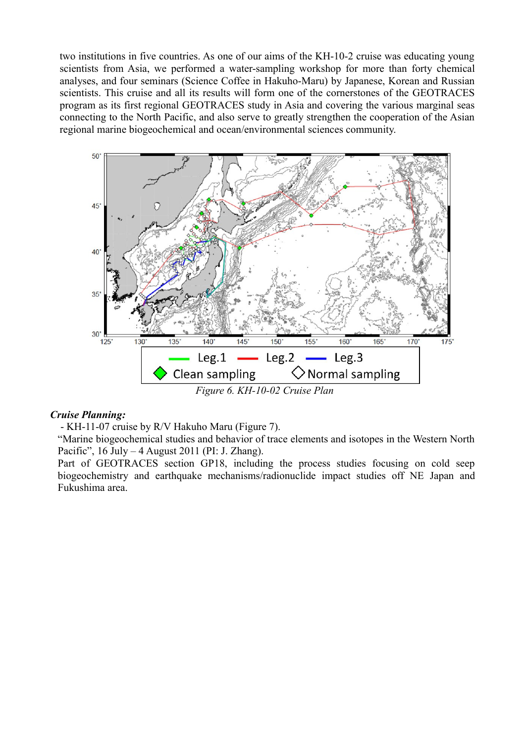two institutions in five countries. As one of our aims of the KH-10-2 cruise was educating young scientists from Asia, we performed a water-sampling workshop for more than forty chemical analyses, and four seminars (Science Coffee in Hakuho-Maru) by Japanese, Korean and Russian scientists. This cruise and all its results will form one of the cornerstones of the GEOTRACES program as its first regional GEOTRACES study in Asia and covering the various marginal seas connecting to the North Pacific, and also serve to greatly strengthen the cooperation of the Asian regional marine biogeochemical and ocean/environmental sciences community.

*Figure 6. KH-10-02 Cruise Plan*

***Cruise Planning:***

- KH-11-07 cruise by R/V Hakuho Maru (Figure 7).

"Marine biogeochemical studies and behavior of trace elements and isotopes in the Western North Pacific", 16 July – 4 August 2011 (PI: J. Zhang).

Part of GEOTRACES section GP18, including the process studies focusing on cold seep biogeochemistry and earthquake mechanisms/radionuclide impact studies off NE Japan and Fukushima area.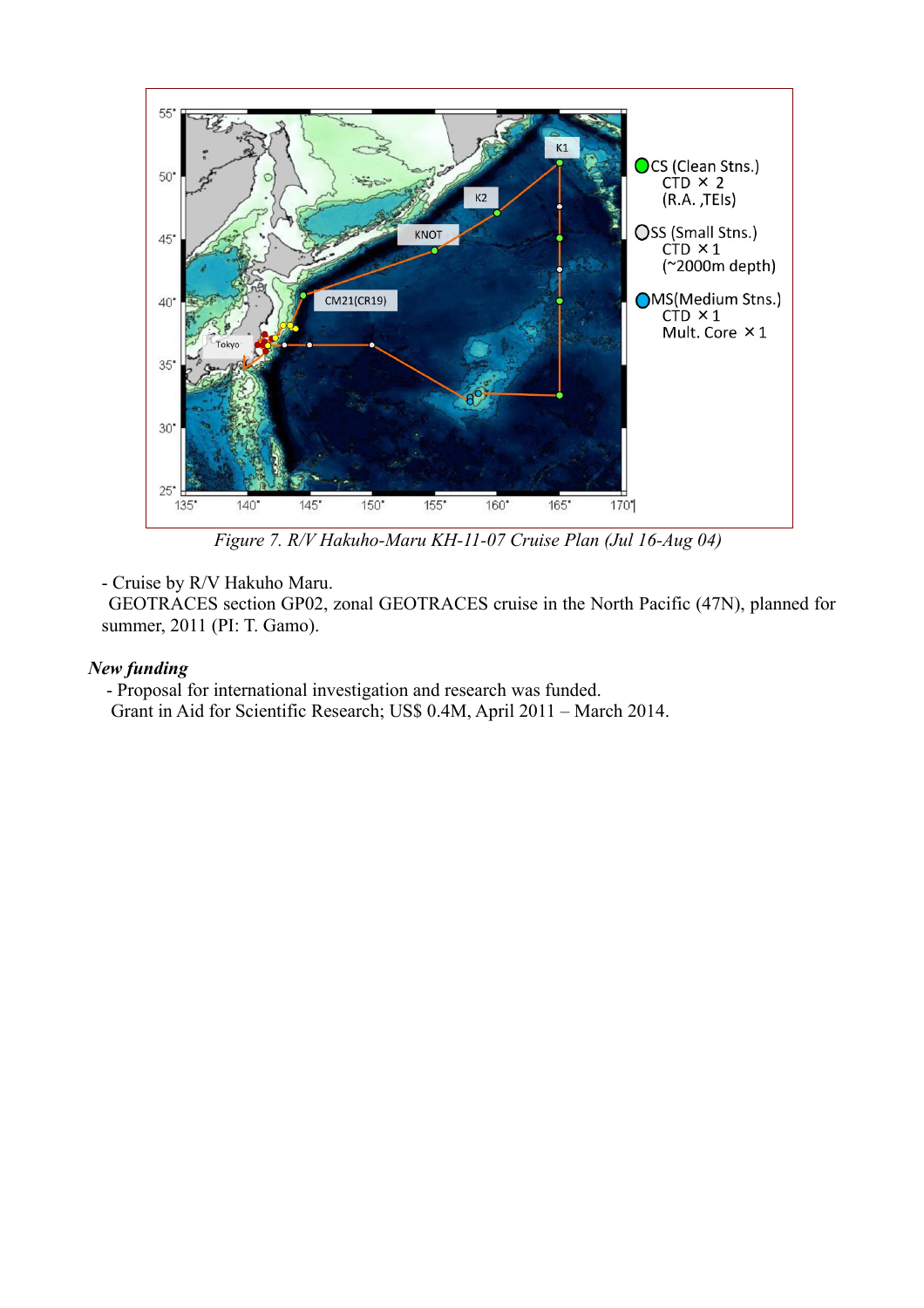55°
50°
45°
40°
35°
30°
25°
135° 140° 145° 150° 155° 160° 165° 170°

K1
K2
KNOT
CM21(CR19)
Tokyo

CS (Clean Stns.)
CTD × 2
(R.A. ,TEIs)

SS (Small Stns.)
CTD ×1
(~2000m depth)

MS(Medium Stns.)
CTD ×1
Mult. Core ×1

*Figure 7. R/V Hakuho-Maru KH-11-07 Cruise Plan (Jul 16-Aug 04)*

- Cruise by R/V Hakuho Maru.
  GEOTRACES section GP02, zonal GEOTRACES cruise in the North Pacific (47N), planned for summer, 2011 (PI: T. Gamo).

***New funding***

- Proposal for international investigation and research was funded.
  Grant in Aid for Scientific Research; US$ 0.4M, April 2011 – March 2014.